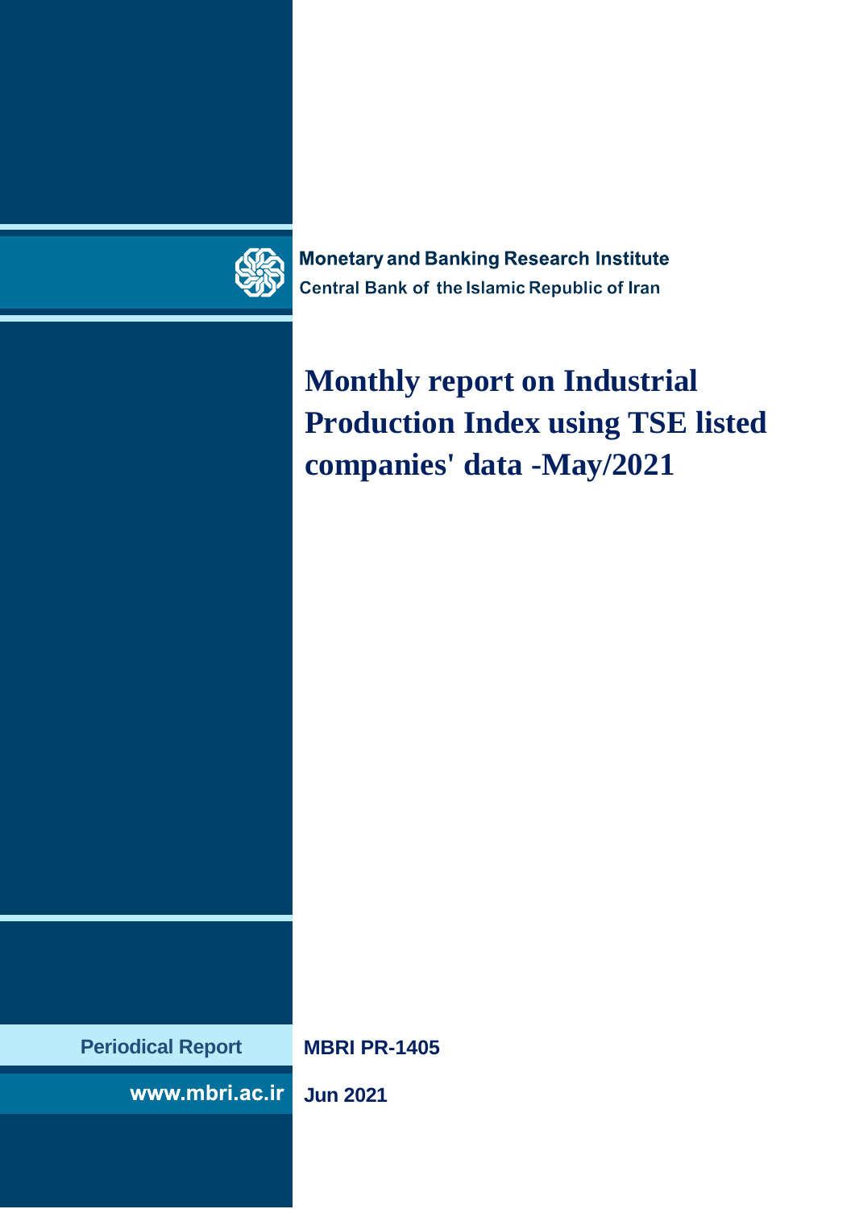**Monetary and Banking Research Institute**
Central Bank of the Islamic Republic of Iran

# Monthly report on Industrial Production Index using TSE listed companies' data -May/2021

**Periodical Report**

**MBRI PR-1405**

**www.mbri.ac.ir**

**Jun 2021**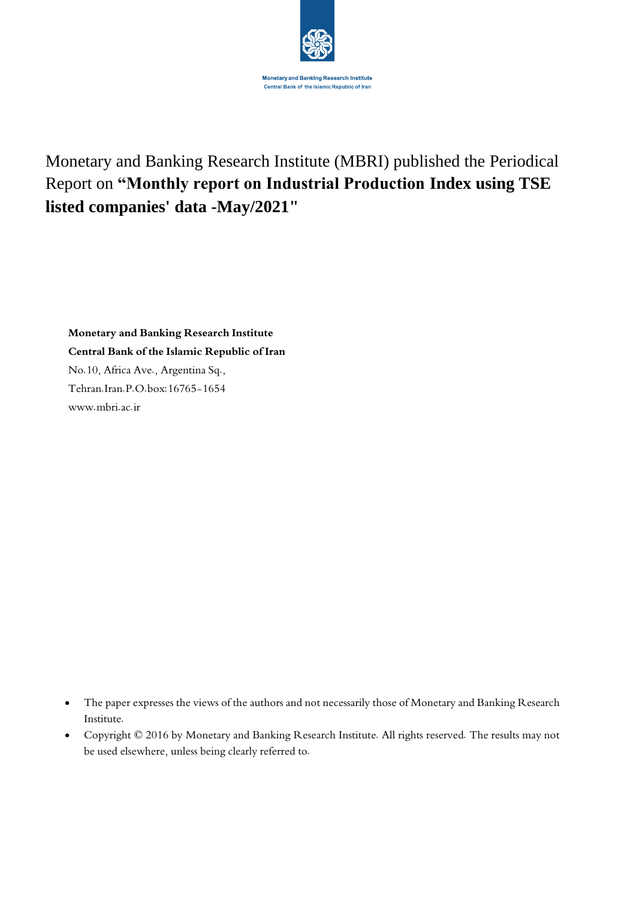Monetary and Banking Research Institute
Central Bank of the Islamic Republic of Iran

Monetary and Banking Research Institute (MBRI) published the Periodical Report on **“Monthly report on Industrial Production Index using TSE listed companies' data -May/2021"**

**Monetary and Banking Research Institute**
**Central Bank of the Islamic Republic of Iran**
No.10, Africa Ave., Argentina Sq.,
Tehran.Iran.P.O.box:16765-1654
www.mbri.ac.ir

- The paper expresses the views of the authors and not necessarily those of Monetary and Banking Research Institute.
- Copyright © 2016 by Monetary and Banking Research Institute. All rights reserved. The results may not be used elsewhere, unless being clearly referred to.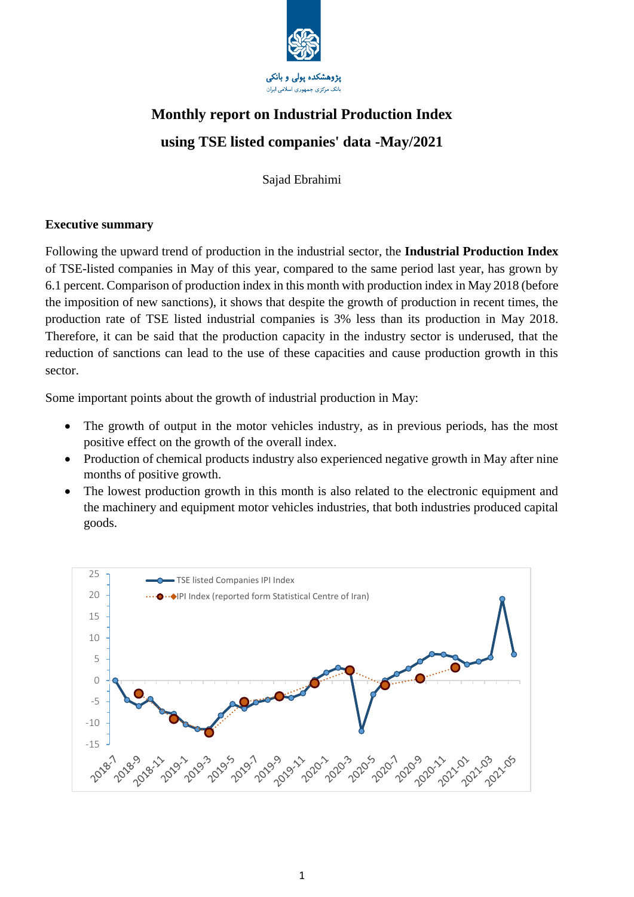پژوهشکده پولی و بانکی
بانک مرکزی جمهوری اسلامی ایران

# Monthly report on Industrial Production Index using TSE listed companies' data -May/2021

Sajad Ebrahimi

## Executive summary

Following the upward trend of production in the industrial sector, the **Industrial Production Index** of TSE-listed companies in May of this year, compared to the same period last year, has grown by 6.1 percent. Comparison of production index in this month with production index in May 2018 (before the imposition of new sanctions), it shows that despite the growth of production in recent times, the production rate of TSE listed industrial companies is 3% less than its production in May 2018. Therefore, it can be said that the production capacity in the industry sector is underused, that the reduction of sanctions can lead to the use of these capacities and cause production growth in this sector.

Some important points about the growth of industrial production in May:

- The growth of output in the motor vehicles industry, as in previous periods, has the most positive effect on the growth of the overall index.
- Production of chemical products industry also experienced negative growth in May after nine months of positive growth.
- The lowest production growth in this month is also related to the electronic equipment and the machinery and equipment motor vehicles industries, that both industries produced capital goods.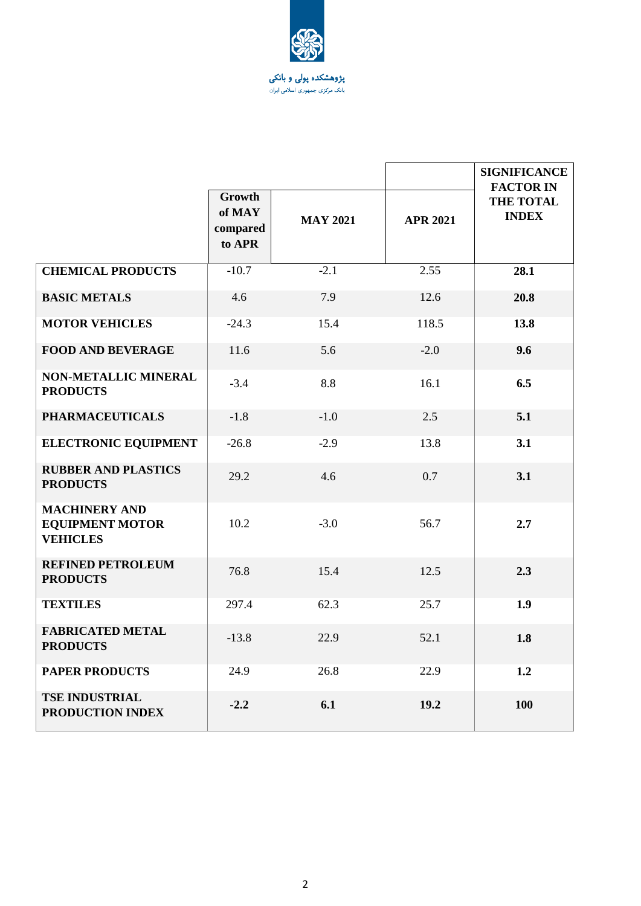پژوهشکده پولی و بانکی
بانک مرکزی جمهوری اسلامی ایران

| | Growth of MAY compared to APR | MAY 2021 | APR 2021 | SIGNIFICANCE FACTOR IN THE TOTAL INDEX |
|---|---|---|---|---|
| **CHEMICAL PRODUCTS** | -10.7 | -2.1 | 2.55 | **28.1** |
| **BASIC METALS** | 4.6 | 7.9 | 12.6 | **20.8** |
| **MOTOR VEHICLES** | -24.3 | 15.4 | 118.5 | **13.8** |
| **FOOD AND BEVERAGE** | 11.6 | 5.6 | -2.0 | **9.6** |
| **NON-METALLIC MINERAL PRODUCTS** | -3.4 | 8.8 | 16.1 | **6.5** |
| **PHARMACEUTICALS** | -1.8 | -1.0 | 2.5 | **5.1** |
| **ELECTRONIC EQUIPMENT** | -26.8 | -2.9 | 13.8 | **3.1** |
| **RUBBER AND PLASTICS PRODUCTS** | 29.2 | 4.6 | 0.7 | **3.1** |
| **MACHINERY AND EQUIPMENT MOTOR VEHICLES** | 10.2 | -3.0 | 56.7 | **2.7** |
| **REFINED PETROLEUM PRODUCTS** | 76.8 | 15.4 | 12.5 | **2.3** |
| **TEXTILES** | 297.4 | 62.3 | 25.7 | **1.9** |
| **FABRICATED METAL PRODUCTS** | -13.8 | 22.9 | 52.1 | **1.8** |
| **PAPER PRODUCTS** | 24.9 | 26.8 | 22.9 | **1.2** |
| **TSE INDUSTRIAL PRODUCTION INDEX** | **-2.2** | **6.1** | **19.2** | **100** |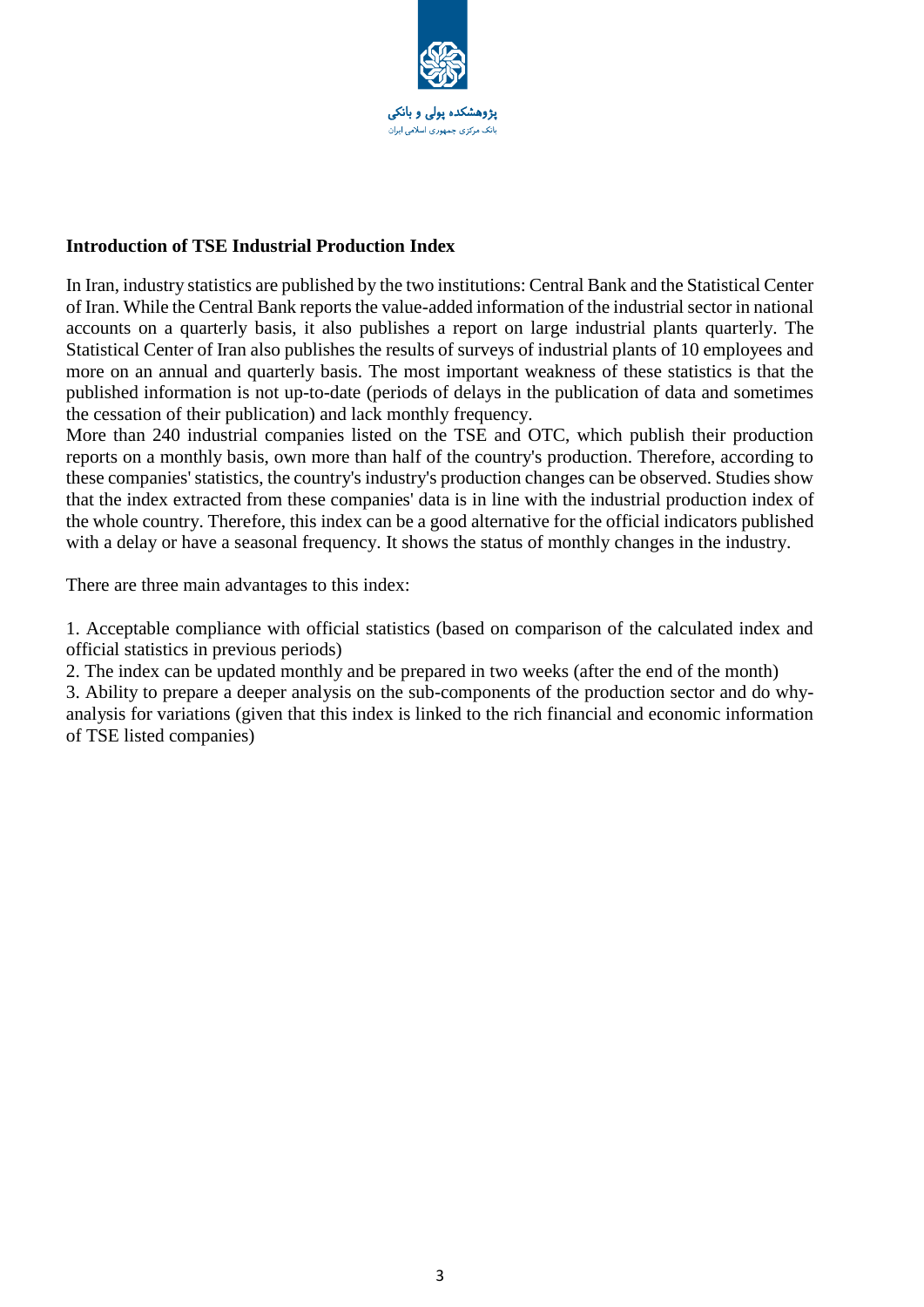**Introduction of TSE Industrial Production Index**

In Iran, industry statistics are published by the two institutions: Central Bank and the Statistical Center of Iran. While the Central Bank reports the value-added information of the industrial sector in national accounts on a quarterly basis, it also publishes a report on large industrial plants quarterly. The Statistical Center of Iran also publishes the results of surveys of industrial plants of 10 employees and more on an annual and quarterly basis. The most important weakness of these statistics is that the published information is not up-to-date (periods of delays in the publication of data and sometimes the cessation of their publication) and lack monthly frequency.
More than 240 industrial companies listed on the TSE and OTC, which publish their production reports on a monthly basis, own more than half of the country's production. Therefore, according to these companies' statistics, the country's industry's production changes can be observed. Studies show that the index extracted from these companies' data is in line with the industrial production index of the whole country. Therefore, this index can be a good alternative for the official indicators published with a delay or have a seasonal frequency. It shows the status of monthly changes in the industry.

There are three main advantages to this index:

1. Acceptable compliance with official statistics (based on comparison of the calculated index and official statistics in previous periods)
2. The index can be updated monthly and be prepared in two weeks (after the end of the month)
3. Ability to prepare a deeper analysis on the sub-components of the production sector and do why-analysis for variations (given that this index is linked to the rich financial and economic information of TSE listed companies)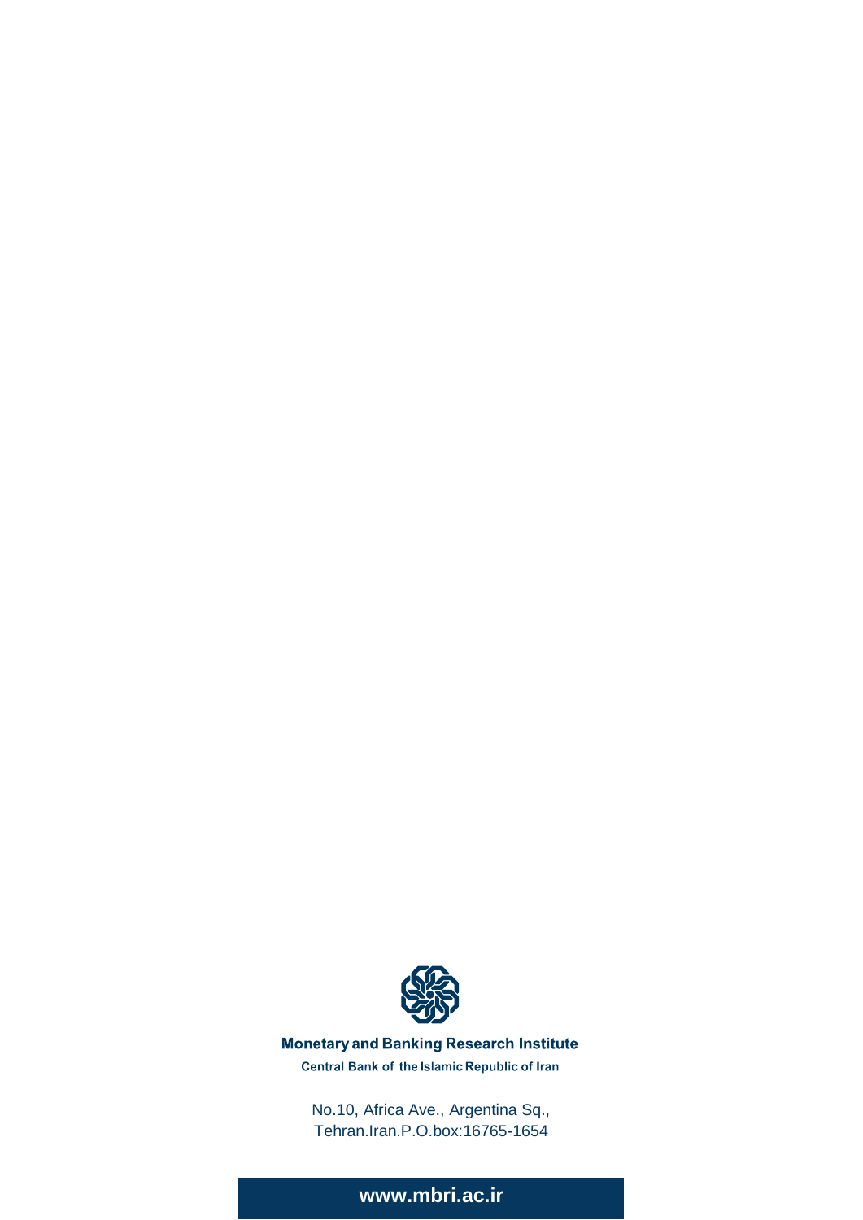**Monetary and Banking Research Institute**

Central Bank of the Islamic Republic of Iran

No.10, Africa Ave., Argentina Sq.,
Tehran.Iran.P.O.box:16765-1654

**www.mbri.ac.ir**